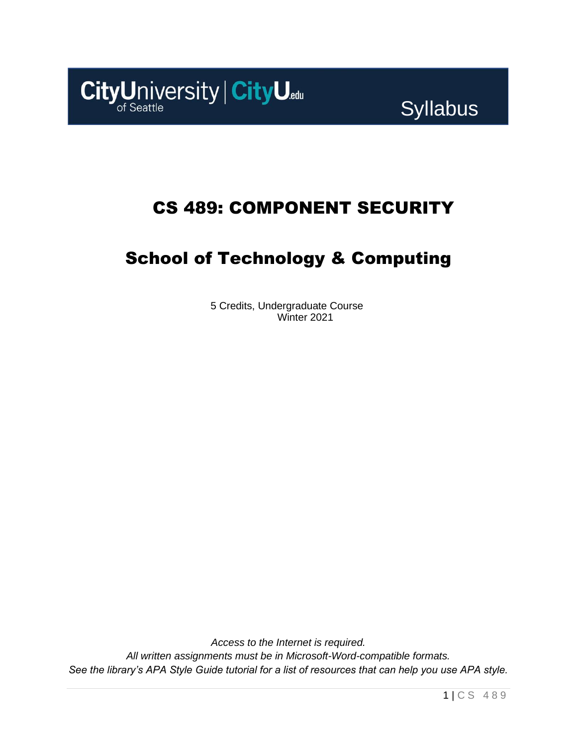CityUniversity of Seattle | CityU.edu

Syllabus

# CS 489: COMPONENT SECURITY

## School of Technology & Computing

5 Credits, Undergraduate Course
Winter 2021

*Access to the Internet is required.*
*All written assignments must be in Microsoft-Word-compatible formats.*
*See the library's APA Style Guide tutorial for a list of resources that can help you use APA style.*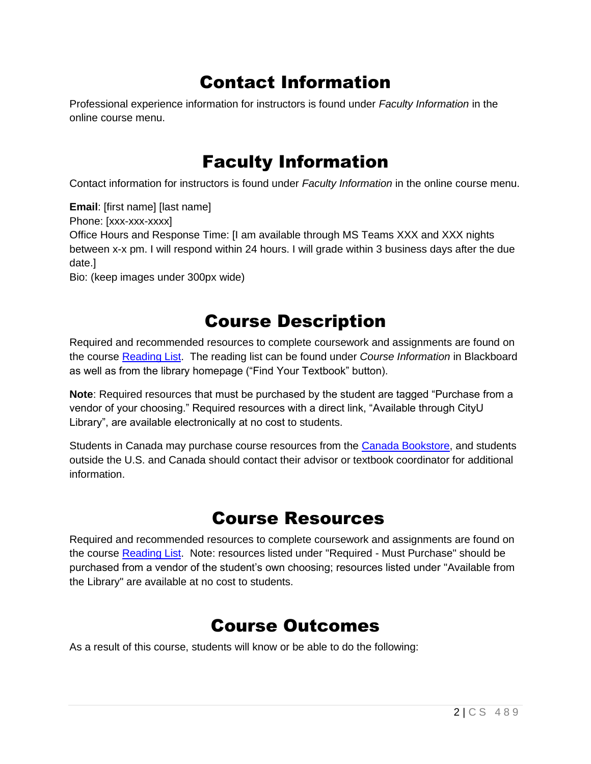# Contact Information

Professional experience information for instructors is found under *Faculty Information* in the online course menu.

# Faculty Information

Contact information for instructors is found under *Faculty Information* in the online course menu.

**Email**: [first name] [last name]
Phone: [xxx-xxx-xxxx]
Office Hours and Response Time: [I am available through MS Teams XXX and XXX nights between x-x pm. I will respond within 24 hours. I will grade within 3 business days after the due date.]
Bio: (keep images under 300px wide)

# Course Description

Required and recommended resources to complete coursework and assignments are found on the course Reading List. The reading list can be found under *Course Information* in Blackboard as well as from the library homepage ("Find Your Textbook" button).

**Note**: Required resources that must be purchased by the student are tagged "Purchase from a vendor of your choosing." Required resources with a direct link, "Available through CityU Library", are available electronically at no cost to students.

Students in Canada may purchase course resources from the Canada Bookstore, and students outside the U.S. and Canada should contact their advisor or textbook coordinator for additional information.

# Course Resources

Required and recommended resources to complete coursework and assignments are found on the course Reading List. Note: resources listed under "Required - Must Purchase" should be purchased from a vendor of the student's own choosing; resources listed under "Available from the Library" are available at no cost to students.

# Course Outcomes

As a result of this course, students will know or be able to do the following: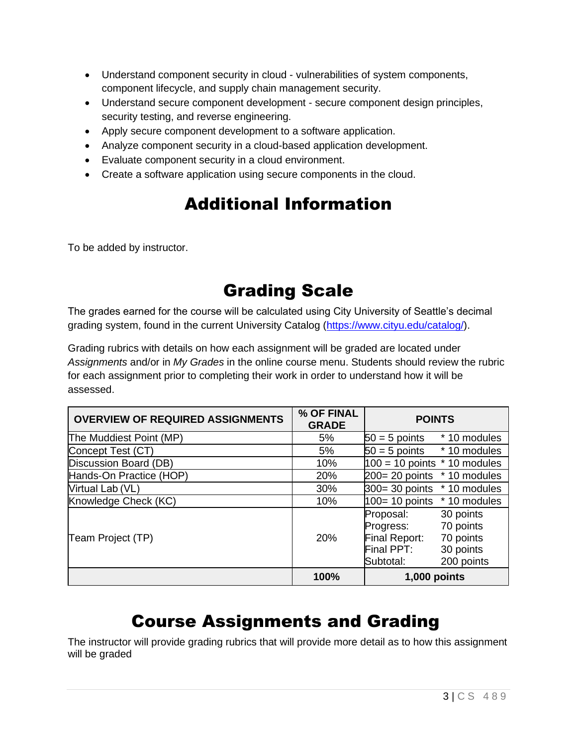- Understand component security in cloud - vulnerabilities of system components, component lifecycle, and supply chain management security.
- Understand secure component development - secure component design principles, security testing, and reverse engineering.
- Apply secure component development to a software application.
- Analyze component security in a cloud-based application development.
- Evaluate component security in a cloud environment.
- Create a software application using secure components in the cloud.

# Additional Information

To be added by instructor.

# Grading Scale

The grades earned for the course will be calculated using City University of Seattle's decimal grading system, found in the current University Catalog (https://www.cityu.edu/catalog/).

Grading rubrics with details on how each assignment will be graded are located under *Assignments* and/or in *My Grades* in the online course menu. Students should review the rubric for each assignment prior to completing their work in order to understand how it will be assessed.

| OVERVIEW OF REQUIRED ASSIGNMENTS | % OF FINAL GRADE | POINTS | |
|---|---|---|---|
| The Muddiest Point (MP) | 5% | 50 = 5 points | * 10 modules |
| Concept Test (CT) | 5% | 50 = 5 points | * 10 modules |
| Discussion Board (DB) | 10% | 100 = 10 points | * 10 modules |
| Hands-On Practice (HOP) | 20% | 200= 20 points | * 10 modules |
| Virtual Lab (VL) | 30% | 300= 30 points | * 10 modules |
| Knowledge Check (KC) | 10% | 100= 10 points | * 10 modules |
| Team Project (TP) | 20% | Proposal:<br>Progress:<br>Final Report:<br>Final PPT:<br>Subtotal: | 30 points<br>70 points<br>70 points<br>30 points<br>200 points |
| | **100%** | **1,000 points** | |

# Course Assignments and Grading

The instructor will provide grading rubrics that will provide more detail as to how this assignment will be graded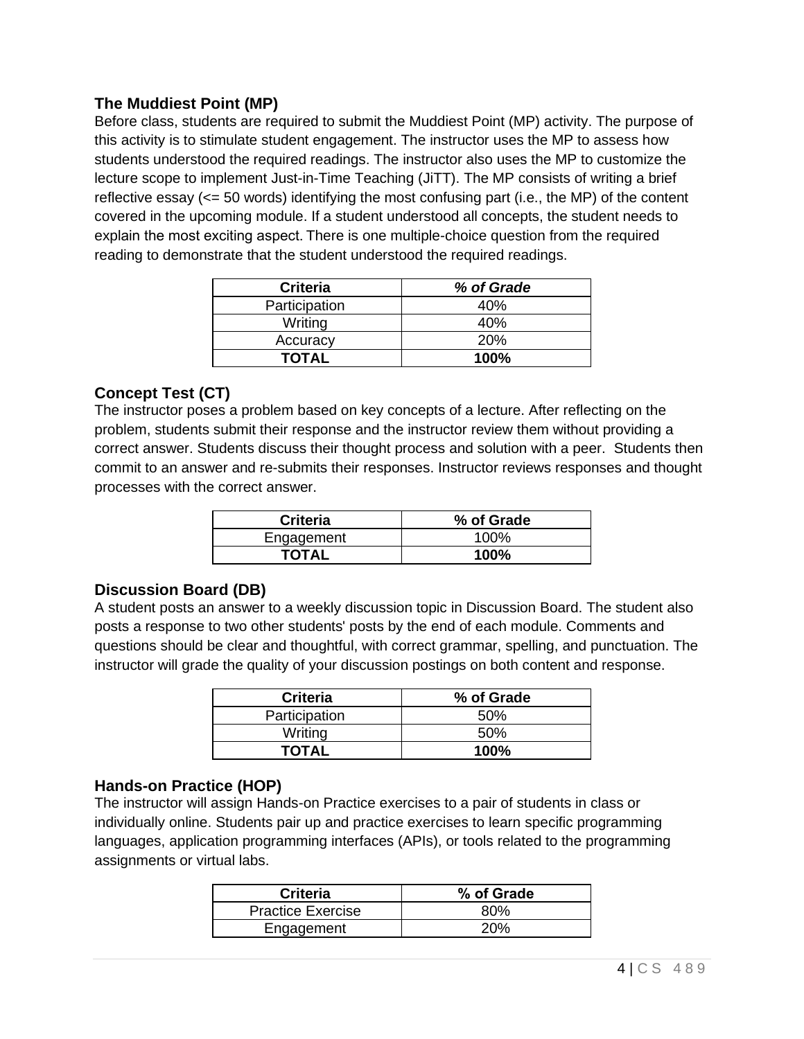### The Muddiest Point (MP)

Before class, students are required to submit the Muddiest Point (MP) activity. The purpose of this activity is to stimulate student engagement. The instructor uses the MP to assess how students understood the required readings. The instructor also uses the MP to customize the lecture scope to implement Just-in-Time Teaching (JiTT). The MP consists of writing a brief reflective essay (<= 50 words) identifying the most confusing part (i.e., the MP) of the content covered in the upcoming module. If a student understood all concepts, the student needs to explain the most exciting aspect. There is one multiple-choice question from the required reading to demonstrate that the student understood the required readings.

| Criteria | *% of Grade* |
|---|---|
| Participation | 40% |
| Writing | 40% |
| Accuracy | 20% |
| **TOTAL** | **100%** |

### Concept Test (CT)

The instructor poses a problem based on key concepts of a lecture. After reflecting on the problem, students submit their response and the instructor review them without providing a correct answer. Students discuss their thought process and solution with a peer. Students then commit to an answer and re-submits their responses. Instructor reviews responses and thought processes with the correct answer.

| Criteria | % of Grade |
|---|---|
| Engagement | 100% |
| **TOTAL** | **100%** |

### Discussion Board (DB)

A student posts an answer to a weekly discussion topic in Discussion Board. The student also posts a response to two other students' posts by the end of each module. Comments and questions should be clear and thoughtful, with correct grammar, spelling, and punctuation. The instructor will grade the quality of your discussion postings on both content and response.

| Criteria | % of Grade |
|---|---|
| Participation | 50% |
| Writing | 50% |
| **TOTAL** | **100%** |

### Hands-on Practice (HOP)

The instructor will assign Hands-on Practice exercises to a pair of students in class or individually online. Students pair up and practice exercises to learn specific programming languages, application programming interfaces (APIs), or tools related to the programming assignments or virtual labs.

| Criteria | % of Grade |
|---|---|
| Practice Exercise | 80% |
| Engagement | 20% |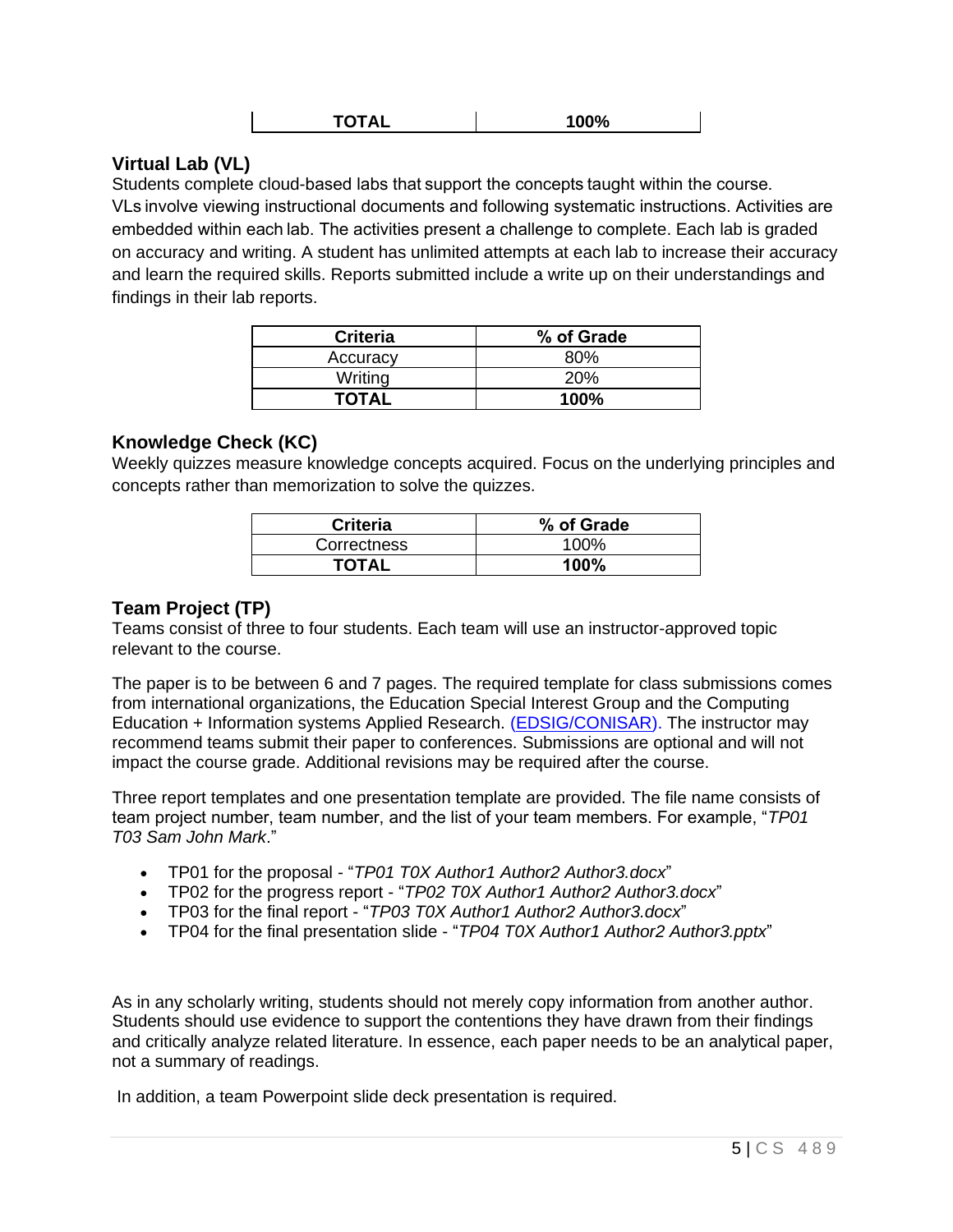| TOTAL | 100% |
|---|---|

### Virtual Lab (VL)

Students complete cloud-based labs that support the concepts taught within the course. VLs involve viewing instructional documents and following systematic instructions. Activities are embedded within each lab. The activities present a challenge to complete. Each lab is graded on accuracy and writing. A student has unlimited attempts at each lab to increase their accuracy and learn the required skills. Reports submitted include a write up on their understandings and findings in their lab reports.

| Criteria | % of Grade |
|---|---|
| Accuracy | 80% |
| Writing | 20% |
| **TOTAL** | **100%** |

### Knowledge Check (KC)

Weekly quizzes measure knowledge concepts acquired. Focus on the underlying principles and concepts rather than memorization to solve the quizzes.

| Criteria | % of Grade |
|---|---|
| Correctness | 100% |
| **TOTAL** | **100%** |

### Team Project (TP)

Teams consist of three to four students. Each team will use an instructor-approved topic relevant to the course.

The paper is to be between 6 and 7 pages. The required template for class submissions comes from international organizations, the Education Special Interest Group and the Computing Education + Information systems Applied Research. (EDSIG/CONISAR). The instructor may recommend teams submit their paper to conferences. Submissions are optional and will not impact the course grade. Additional revisions may be required after the course.

Three report templates and one presentation template are provided. The file name consists of team project number, team number, and the list of your team members. For example, "*TP01 T03 Sam John Mark*."

- TP01 for the proposal - "*TP01 T0X Author1 Author2 Author3.docx*"
- TP02 for the progress report - "*TP02 T0X Author1 Author2 Author3.docx*"
- TP03 for the final report - "*TP03 T0X Author1 Author2 Author3.docx*"
- TP04 for the final presentation slide - "*TP04 T0X Author1 Author2 Author3.pptx*"

As in any scholarly writing, students should not merely copy information from another author. Students should use evidence to support the contentions they have drawn from their findings and critically analyze related literature. In essence, each paper needs to be an analytical paper, not a summary of readings.

In addition, a team Powerpoint slide deck presentation is required.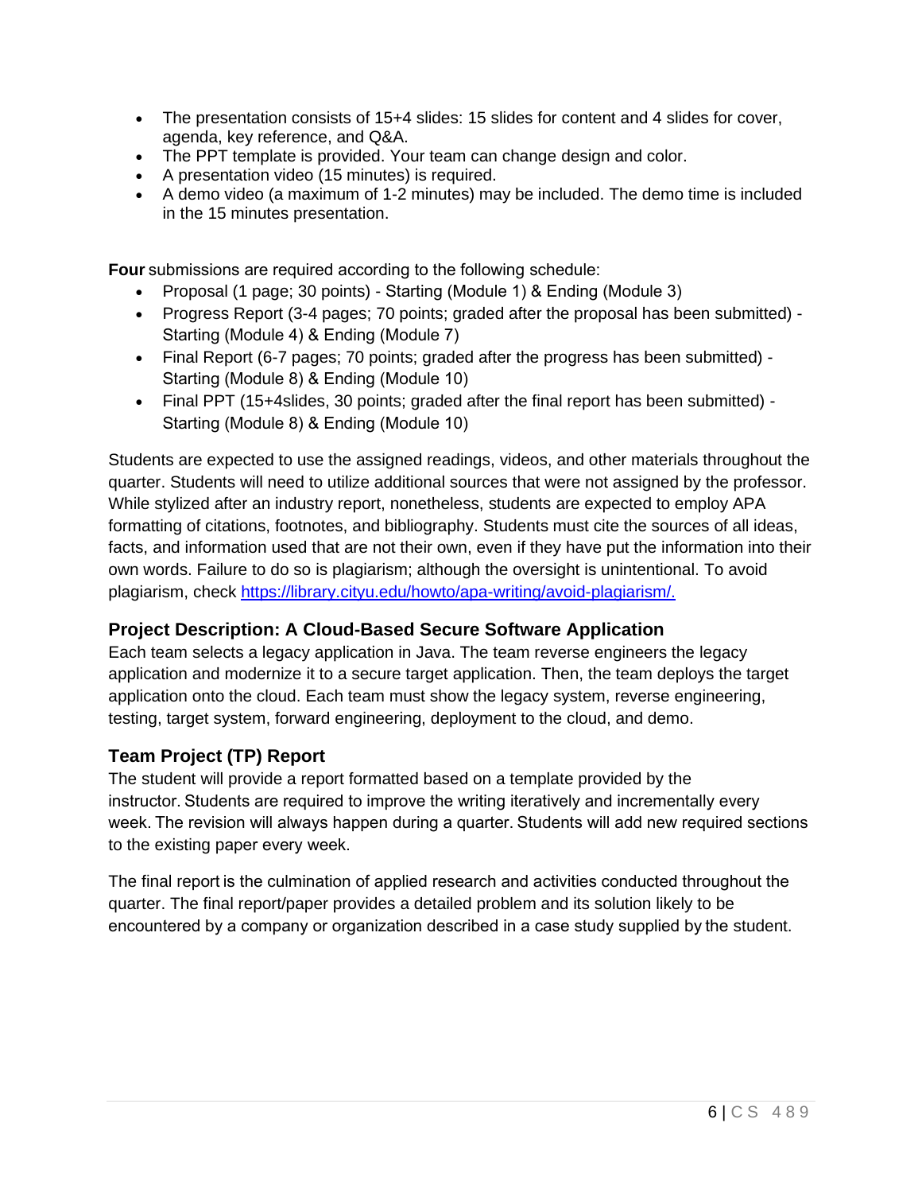- The presentation consists of 15+4 slides: 15 slides for content and 4 slides for cover, agenda, key reference, and Q&A.
- The PPT template is provided. Your team can change design and color.
- A presentation video (15 minutes) is required.
- A demo video (a maximum of 1-2 minutes) may be included. The demo time is included in the 15 minutes presentation.

**Four** submissions are required according to the following schedule:

- Proposal (1 page; 30 points) - Starting (Module 1) & Ending (Module 3)
- Progress Report (3-4 pages; 70 points; graded after the proposal has been submitted) - Starting (Module 4) & Ending (Module 7)
- Final Report (6-7 pages; 70 points; graded after the progress has been submitted) - Starting (Module 8) & Ending (Module 10)
- Final PPT (15+4slides, 30 points; graded after the final report has been submitted) - Starting (Module 8) & Ending (Module 10)

Students are expected to use the assigned readings, videos, and other materials throughout the quarter. Students will need to utilize additional sources that were not assigned by the professor. While stylized after an industry report, nonetheless, students are expected to employ APA formatting of citations, footnotes, and bibliography. Students must cite the sources of all ideas, facts, and information used that are not their own, even if they have put the information into their own words. Failure to do so is plagiarism; although the oversight is unintentional. To avoid plagiarism, check [https://library.cityu.edu/howto/apa-writing/avoid-plagiarism/.](https://library.cityu.edu/howto/apa-writing/avoid-plagiarism/)

### Project Description: A Cloud-Based Secure Software Application

Each team selects a legacy application in Java. The team reverse engineers the legacy application and modernize it to a secure target application. Then, the team deploys the target application onto the cloud. Each team must show the legacy system, reverse engineering, testing, target system, forward engineering, deployment to the cloud, and demo.

### Team Project (TP) Report

The student will provide a report formatted based on a template provided by the instructor. Students are required to improve the writing iteratively and incrementally every week. The revision will always happen during a quarter. Students will add new required sections to the existing paper every week.

The final report is the culmination of applied research and activities conducted throughout the quarter. The final report/paper provides a detailed problem and its solution likely to be encountered by a company or organization described in a case study supplied by the student.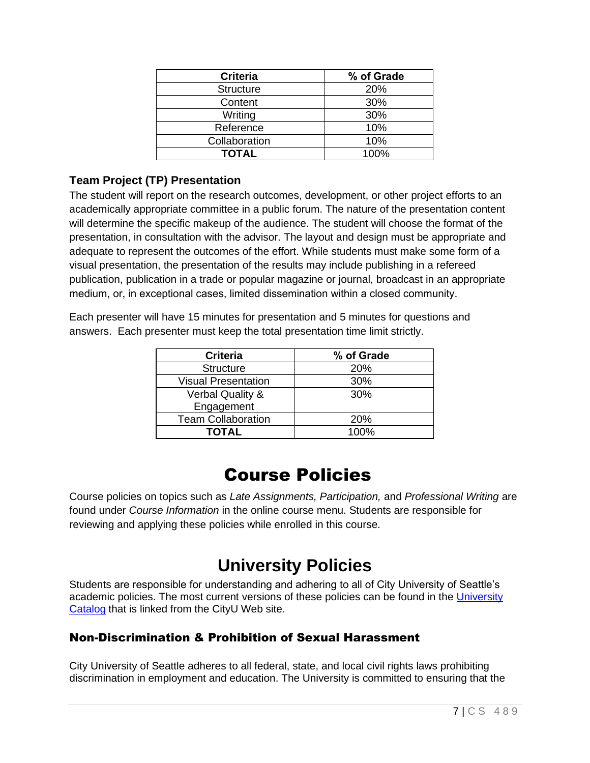| Criteria | % of Grade |
|---|---|
| Structure | 20% |
| Content | 30% |
| Writing | 30% |
| Reference | 10% |
| Collaboration | 10% |
| **TOTAL** | 100% |

### Team Project (TP) Presentation

The student will report on the research outcomes, development, or other project efforts to an academically appropriate committee in a public forum. The nature of the presentation content will determine the specific makeup of the audience. The student will choose the format of the presentation, in consultation with the advisor. The layout and design must be appropriate and adequate to represent the outcomes of the effort. While students must make some form of a visual presentation, the presentation of the results may include publishing in a refereed publication, publication in a trade or popular magazine or journal, broadcast in an appropriate medium, or, in exceptional cases, limited dissemination within a closed community.

Each presenter will have 15 minutes for presentation and 5 minutes for questions and answers. Each presenter must keep the total presentation time limit strictly.

| Criteria | % of Grade |
|---|---|
| Structure | 20% |
| Visual Presentation | 30% |
| Verbal Quality & Engagement | 30% |
| Team Collaboration | 20% |
| **TOTAL** | 100% |

# Course Policies

Course policies on topics such as *Late Assignments, Participation,* and *Professional Writing* are found under *Course Information* in the online course menu. Students are responsible for reviewing and applying these policies while enrolled in this course.

# University Policies

Students are responsible for understanding and adhering to all of City University of Seattle's academic policies. The most current versions of these policies can be found in the University Catalog that is linked from the CityU Web site.

### Non-Discrimination & Prohibition of Sexual Harassment

City University of Seattle adheres to all federal, state, and local civil rights laws prohibiting discrimination in employment and education. The University is committed to ensuring that the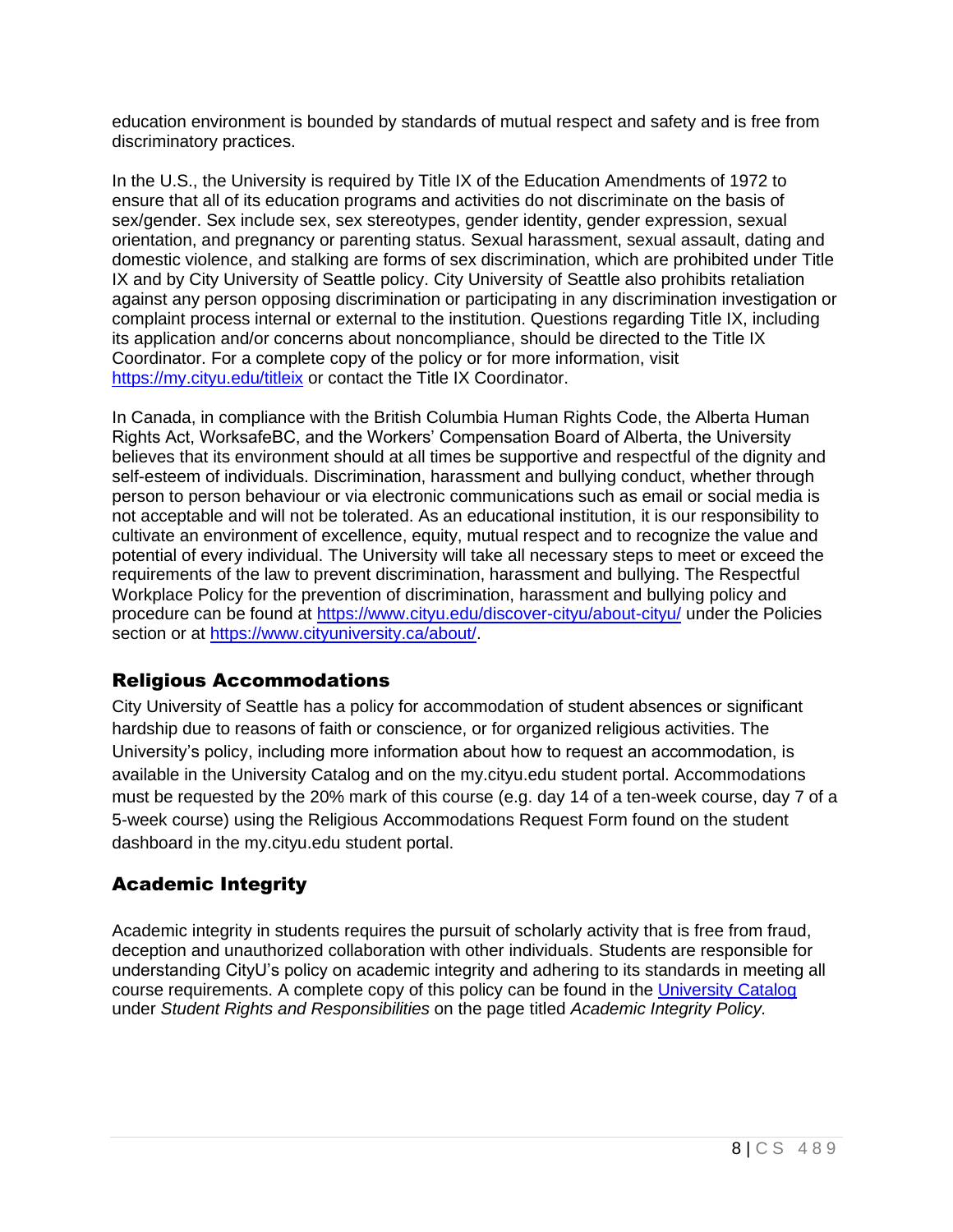education environment is bounded by standards of mutual respect and safety and is free from discriminatory practices.

In the U.S., the University is required by Title IX of the Education Amendments of 1972 to ensure that all of its education programs and activities do not discriminate on the basis of sex/gender. Sex include sex, sex stereotypes, gender identity, gender expression, sexual orientation, and pregnancy or parenting status. Sexual harassment, sexual assault, dating and domestic violence, and stalking are forms of sex discrimination, which are prohibited under Title IX and by City University of Seattle policy. City University of Seattle also prohibits retaliation against any person opposing discrimination or participating in any discrimination investigation or complaint process internal or external to the institution. Questions regarding Title IX, including its application and/or concerns about noncompliance, should be directed to the Title IX Coordinator. For a complete copy of the policy or for more information, visit [https://my.cityu.edu/titleix](https://my.cityu.edu/titleix) or contact the Title IX Coordinator.

In Canada, in compliance with the British Columbia Human Rights Code, the Alberta Human Rights Act, WorksafeBC, and the Workers' Compensation Board of Alberta, the University believes that its environment should at all times be supportive and respectful of the dignity and self-esteem of individuals. Discrimination, harassment and bullying conduct, whether through person to person behaviour or via electronic communications such as email or social media is not acceptable and will not be tolerated. As an educational institution, it is our responsibility to cultivate an environment of excellence, equity, mutual respect and to recognize the value and potential of every individual. The University will take all necessary steps to meet or exceed the requirements of the law to prevent discrimination, harassment and bullying. The Respectful Workplace Policy for the prevention of discrimination, harassment and bullying policy and procedure can be found at [https://www.cityu.edu/discover-cityu/about-cityu/](https://www.cityu.edu/discover-cityu/about-cityu/) under the Policies section or at [https://www.cityuniversity.ca/about/](https://www.cityuniversity.ca/about/).

## Religious Accommodations

City University of Seattle has a policy for accommodation of student absences or significant hardship due to reasons of faith or conscience, or for organized religious activities. The University's policy, including more information about how to request an accommodation, is available in the University Catalog and on the my.cityu.edu student portal. Accommodations must be requested by the 20% mark of this course (e.g. day 14 of a ten-week course, day 7 of a 5-week course) using the Religious Accommodations Request Form found on the student dashboard in the my.cityu.edu student portal.

## Academic Integrity

Academic integrity in students requires the pursuit of scholarly activity that is free from fraud, deception and unauthorized collaboration with other individuals. Students are responsible for understanding CityU's policy on academic integrity and adhering to its standards in meeting all course requirements. A complete copy of this policy can be found in the University Catalog under *Student Rights and Responsibilities* on the page titled *Academic Integrity Policy.*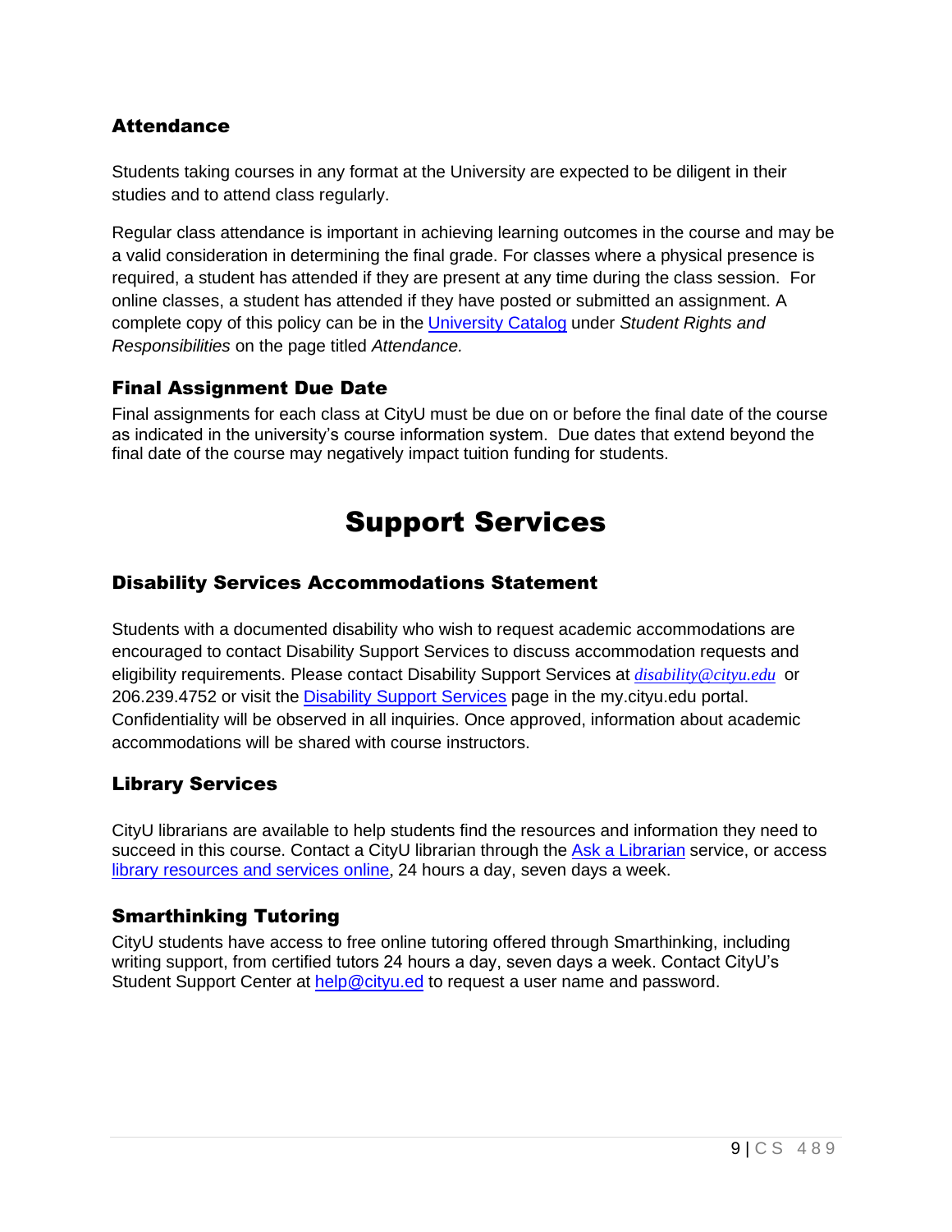### Attendance

Students taking courses in any format at the University are expected to be diligent in their studies and to attend class regularly.

Regular class attendance is important in achieving learning outcomes in the course and may be a valid consideration in determining the final grade. For classes where a physical presence is required, a student has attended if they are present at any time during the class session. For online classes, a student has attended if they have posted or submitted an assignment. A complete copy of this policy can be in the University Catalog under *Student Rights and Responsibilities* on the page titled *Attendance.*

### Final Assignment Due Date

Final assignments for each class at CityU must be due on or before the final date of the course as indicated in the university's course information system. Due dates that extend beyond the final date of the course may negatively impact tuition funding for students.

# Support Services

### Disability Services Accommodations Statement

Students with a documented disability who wish to request academic accommodations are encouraged to contact Disability Support Services to discuss accommodation requests and eligibility requirements. Please contact Disability Support Services at *disability@cityu.edu* or 206.239.4752 or visit the Disability Support Services page in the my.cityu.edu portal. Confidentiality will be observed in all inquiries. Once approved, information about academic accommodations will be shared with course instructors.

### Library Services

CityU librarians are available to help students find the resources and information they need to succeed in this course. Contact a CityU librarian through the Ask a Librarian service, or access library resources and services online, 24 hours a day, seven days a week.

### Smarthinking Tutoring

CityU students have access to free online tutoring offered through Smarthinking, including writing support, from certified tutors 24 hours a day, seven days a week. Contact CityU's Student Support Center at help@cityu.ed to request a user name and password.